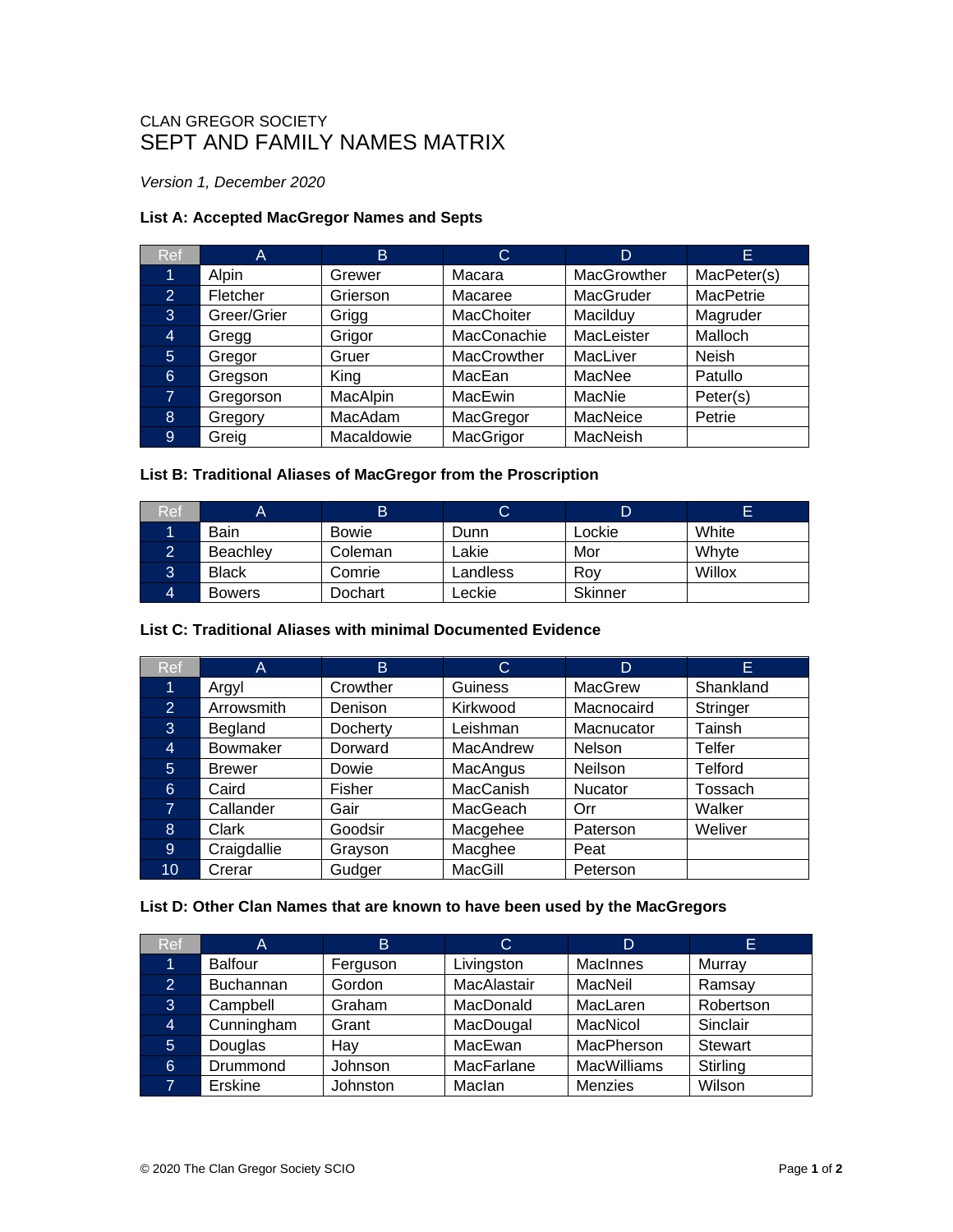CLAN GREGOR SOCIETY

# SEPT AND FAMILY NAMES MATRIX

*Version 1, December 2020*

### List A: Accepted MacGregor Names and Septs

| Ref | A | B | C | D | E |
|---|---|---|---|---|---|
| 1 | Alpin | Grewer | Macara | MacGrowther | MacPeter(s) |
| 2 | Fletcher | Grierson | Macaree | MacGruder | MacPetrie |
| 3 | Greer/Grier | Grigg | MacChoiter | Macilduy | Magruder |
| 4 | Gregg | Grigor | MacConachie | MacLeister | Malloch |
| 5 | Gregor | Gruer | MacCrowther | MacLiver | Neish |
| 6 | Gregson | King | MacEan | MacNee | Patullo |
| 7 | Gregorson | MacAlpin | MacEwin | MacNie | Peter(s) |
| 8 | Gregory | MacAdam | MacGregor | MacNeice | Petrie |
| 9 | Greig | Macaldowie | MacGrigor | MacNeish | |

### List B: Traditional Aliases of MacGregor from the Proscription

| Ref | A | B | C | D | E |
|---|---|---|---|---|---|
| 1 | Bain | Bowie | Dunn | Lockie | White |
| 2 | Beachley | Coleman | Lakie | Mor | Whyte |
| 3 | Black | Comrie | Landless | Roy | Willox |
| 4 | Bowers | Dochart | Leckie | Skinner | |

### List C: Traditional Aliases with minimal Documented Evidence

| Ref | A | B | C | D | E |
|---|---|---|---|---|---|
| 1 | Argyl | Crowther | Guiness | MacGrew | Shankland |
| 2 | Arrowsmith | Denison | Kirkwood | Macnocaird | Stringer |
| 3 | Begland | Docherty | Leishman | Macnucator | Tainsh |
| 4 | Bowmaker | Dorward | MacAndrew | Nelson | Telfer |
| 5 | Brewer | Dowie | MacAngus | Neilson | Telford |
| 6 | Caird | Fisher | MacCanish | Nucator | Tossach |
| 7 | Callander | Gair | MacGeach | Orr | Walker |
| 8 | Clark | Goodsir | Macgehee | Paterson | Weliver |
| 9 | Craigdallie | Grayson | Macghee | Peat | |
| 10 | Crerar | Gudger | MacGill | Peterson | |

### List D: Other Clan Names that are known to have been used by the MacGregors

| Ref | A | B | C | D | E |
|---|---|---|---|---|---|
| 1 | Balfour | Ferguson | Livingston | MacInnes | Murray |
| 2 | Buchannan | Gordon | MacAlastair | MacNeil | Ramsay |
| 3 | Campbell | Graham | MacDonald | MacLaren | Robertson |
| 4 | Cunningham | Grant | MacDougal | MacNicol | Sinclair |
| 5 | Douglas | Hay | MacEwan | MacPherson | Stewart |
| 6 | Drummond | Johnson | MacFarlane | MacWilliams | Stirling |
| 7 | Erskine | Johnston | MacIan | Menzies | Wilson |

© 2020 The Clan Gregor Society SCIO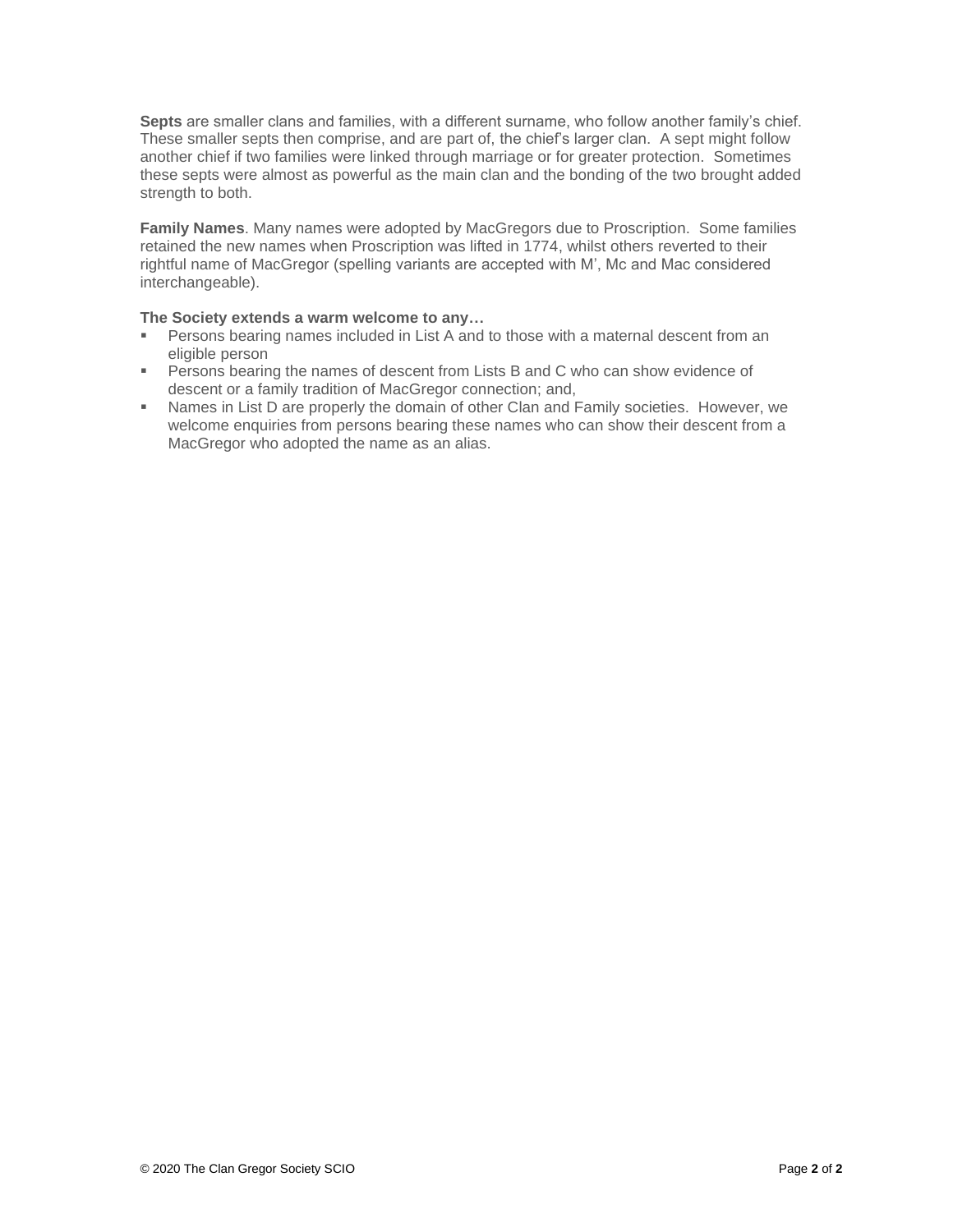**Septs** are smaller clans and families, with a different surname, who follow another family's chief. These smaller septs then comprise, and are part of, the chief's larger clan. A sept might follow another chief if two families were linked through marriage or for greater protection. Sometimes these septs were almost as powerful as the main clan and the bonding of the two brought added strength to both.

**Family Names**. Many names were adopted by MacGregors due to Proscription. Some families retained the new names when Proscription was lifted in 1774, whilst others reverted to their rightful name of MacGregor (spelling variants are accepted with M', Mc and Mac considered interchangeable).

**The Society extends a warm welcome to any…**

- Persons bearing names included in List A and to those with a maternal descent from an eligible person
- Persons bearing the names of descent from Lists B and C who can show evidence of descent or a family tradition of MacGregor connection; and,
- Names in List D are properly the domain of other Clan and Family societies. However, we welcome enquiries from persons bearing these names who can show their descent from a MacGregor who adopted the name as an alias.

© 2020 The Clan Gregor Society SCIO